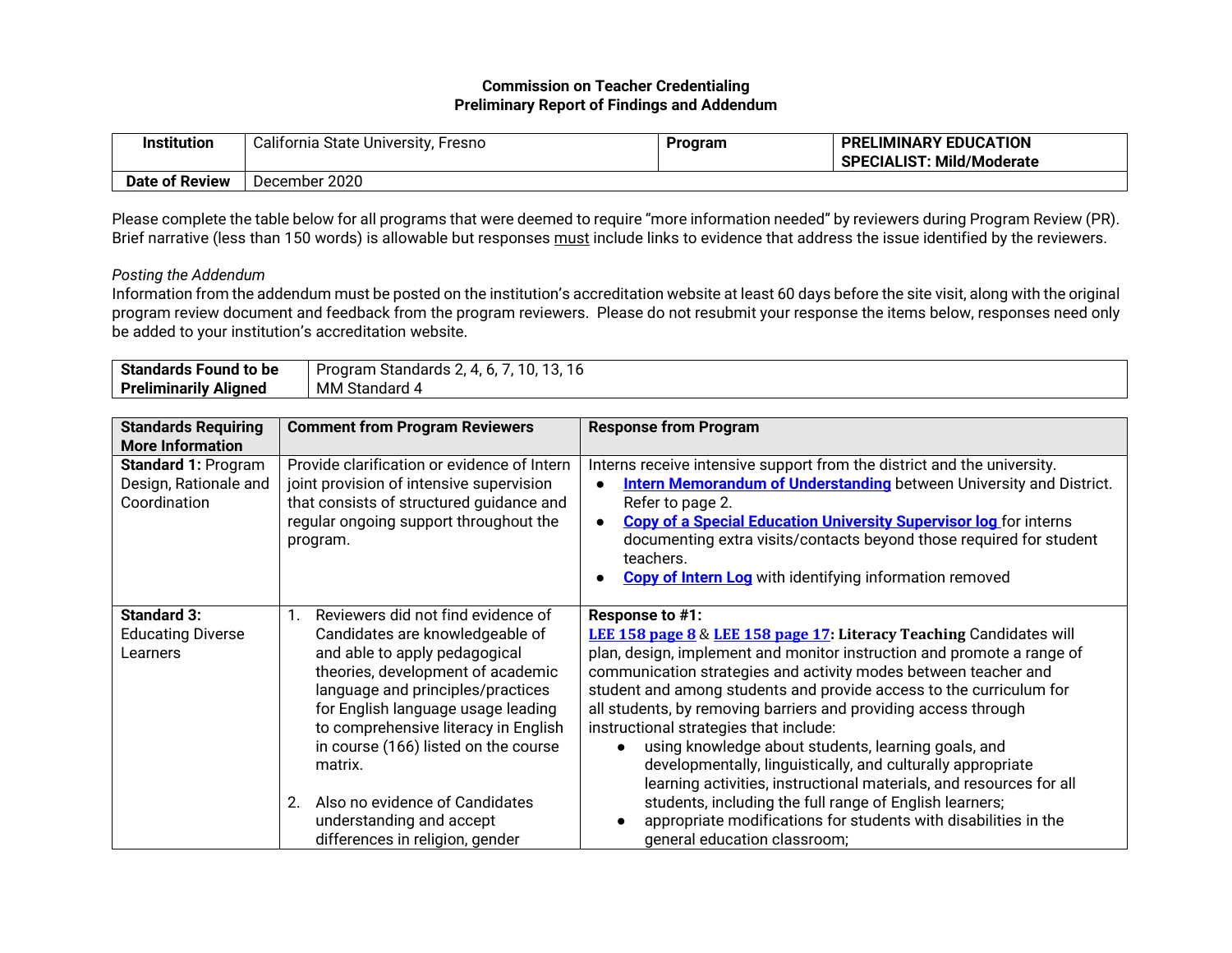**Commission on Teacher Credentialing**
**Preliminary Report of Findings and Addendum**

| **Institution** | California State University, Fresno | **Program** | **PRELIMINARY EDUCATION SPECIALIST: Mild/Moderate** |
|---|---|---|---|
| **Date of Review** | December 2020 | | |

Please complete the table below for all programs that were deemed to require "more information needed" by reviewers during Program Review (PR). Brief narrative (less than 150 words) is allowable but responses must include links to evidence that address the issue identified by the reviewers.

*Posting the Addendum*

Information from the addendum must be posted on the institution's accreditation website at least 60 days before the site visit, along with the original program review document and feedback from the program reviewers. Please do not resubmit your response the items below, responses need only be added to your institution's accreditation website.

| **Standards Found to be Preliminarily Aligned** | Program Standards 2, 4, 6, 7, 10, 13, 16<br>MM Standard 4 |
|---|---|

| **Standards Requiring More Information Needed** | **Comment from Program Reviewers** | **Response from Program** |
|---|---|---|
| **Standard 1:** Program Design, Rationale and Coordination | Provide clarification or evidence of Intern joint provision of intensive supervision that consists of structured guidance and regular ongoing support throughout the program. | Interns receive intensive support from the district and the university.<br>● **Intern Memorandum of Understanding** between University and District. Refer to page 2.<br>● **Copy of a Special Education University Supervisor log** for interns documenting extra visits/contacts beyond those required for student teachers.<br>● **Copy of Intern Log** with identifying information removed |
| **Standard 3:** Educating Diverse Learners | 1. Reviewers did not find evidence of Candidates are knowledgeable of and able to apply pedagogical theories, development of academic language and principles/practices for English language usage leading to comprehensive literacy in English in course (166) listed on the course matrix.<br><br>2. Also no evidence of Candidates understanding and accept differences in religion, gender | **Response to #1:**<br>**LEE 158 page 8** & **LEE 158 page 17**: **Literacy Teaching** Candidates will plan, design, implement and monitor instruction and promote a range of communication strategies and activity modes between teacher and student and among students and provide access to the curriculum for all students, by removing barriers and providing access through instructional strategies that include:<br>● using knowledge about students, learning goals, and developmentally, linguistically, and culturally appropriate learning activities, instructional materials, and resources for all students, including the full range of English learners;<br>● appropriate modifications for students with disabilities in the general education classroom; |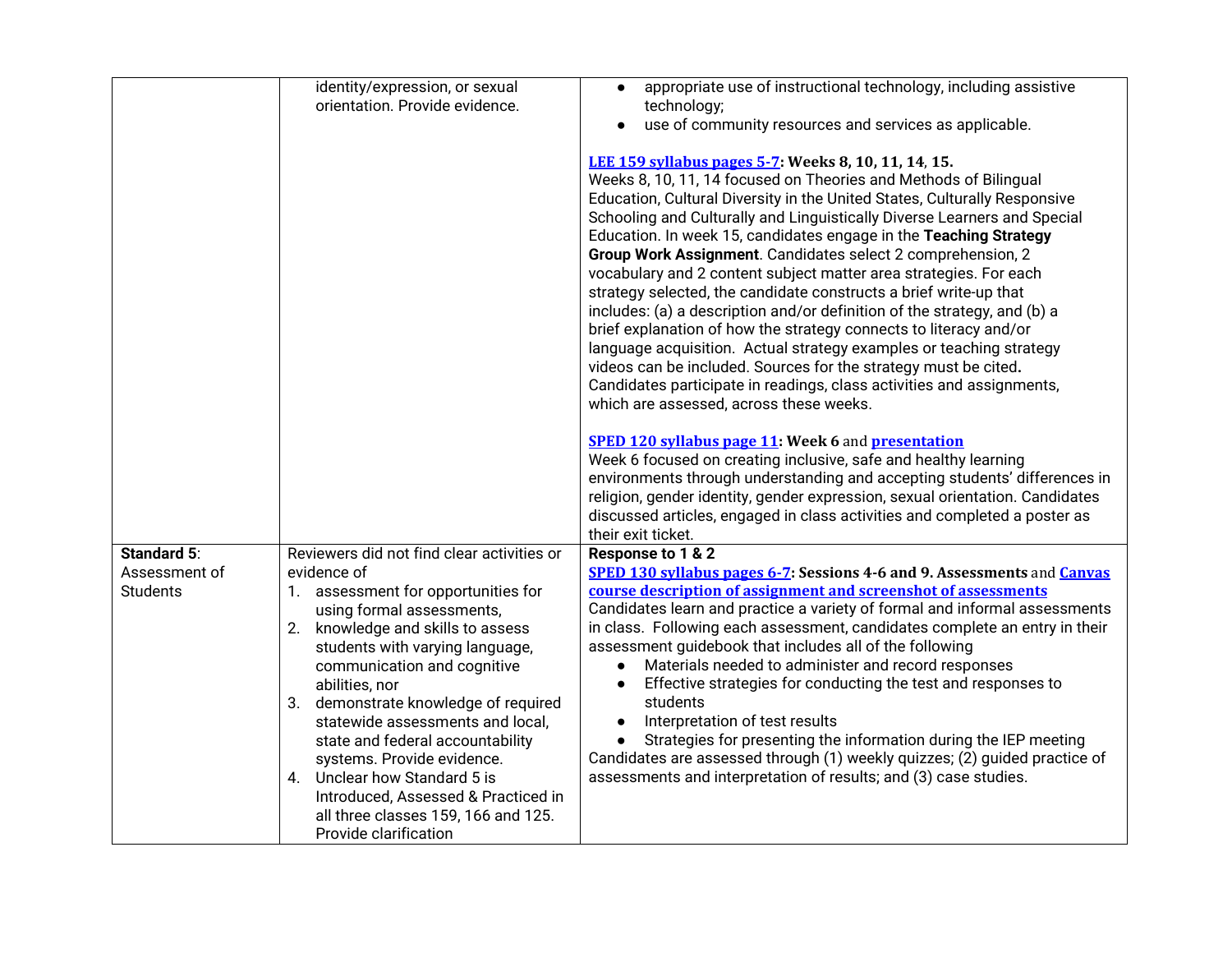| | | |
|---|---|---|
| | identity/expression, or sexual orientation. Provide evidence. | • appropriate use of instructional technology, including assistive technology;<br>• use of community resources and services as applicable.<br><br>**LEE 159 syllabus pages 5-7: Weeks 8, 10, 11, 14, 15.**<br>Weeks 8, 10, 11, 14 focused on Theories and Methods of Bilingual Education, Cultural Diversity in the United States, Culturally Responsive Schooling and Culturally and Linguistically Diverse Learners and Special Education. In week 15, candidates engage in the **Teaching Strategy Group Work Assignment**. Candidates select 2 comprehension, 2 vocabulary and 2 content subject matter area strategies. For each strategy selected, the candidate constructs a brief write-up that includes: (a) a description and/or definition of the strategy, and (b) a brief explanation of how the strategy connects to literacy and/or language acquisition. Actual strategy examples or teaching strategy videos can be included. Sources for the strategy must be cited**.** Candidates participate in readings, class activities and assignments, which are assessed, across these weeks.<br><br>**SPED 120 syllabus page 11: Week 6** and **presentation**<br>Week 6 focused on creating inclusive, safe and healthy learning environments through understanding and accepting students' differences in religion, gender identity, gender expression, sexual orientation. Candidates discussed articles, engaged in class activities and completed a poster as their exit ticket. |
| **Standard 5**: Assessment of Students | Reviewers did not find clear activities or evidence of<br>1. assessment for opportunities for using formal assessments,<br>2. knowledge and skills to assess students with varying language, communication and cognitive abilities, nor<br>3. demonstrate knowledge of required statewide assessments and local, state and federal accountability systems. Provide evidence.<br>4. Unclear how Standard 5 is Introduced, Assessed & Practiced in all three classes 159, 166 and 125. Provide clarification | **Response to 1 & 2**<br>**SPED 130 syllabus pages 6-7: Sessions 4-6 and 9. Assessments** and **Canvas course description of assignment and screenshot of assessments**<br>Candidates learn and practice a variety of formal and informal assessments in class. Following each assessment, candidates complete an entry in their assessment guidebook that includes all of the following<br>• Materials needed to administer and record responses<br>• Effective strategies for conducting the test and responses to students<br>• Interpretation of test results<br>• Strategies for presenting the information during the IEP meeting<br>Candidates are assessed through (1) weekly quizzes; (2) guided practice of assessments and interpretation of results; and (3) case studies. |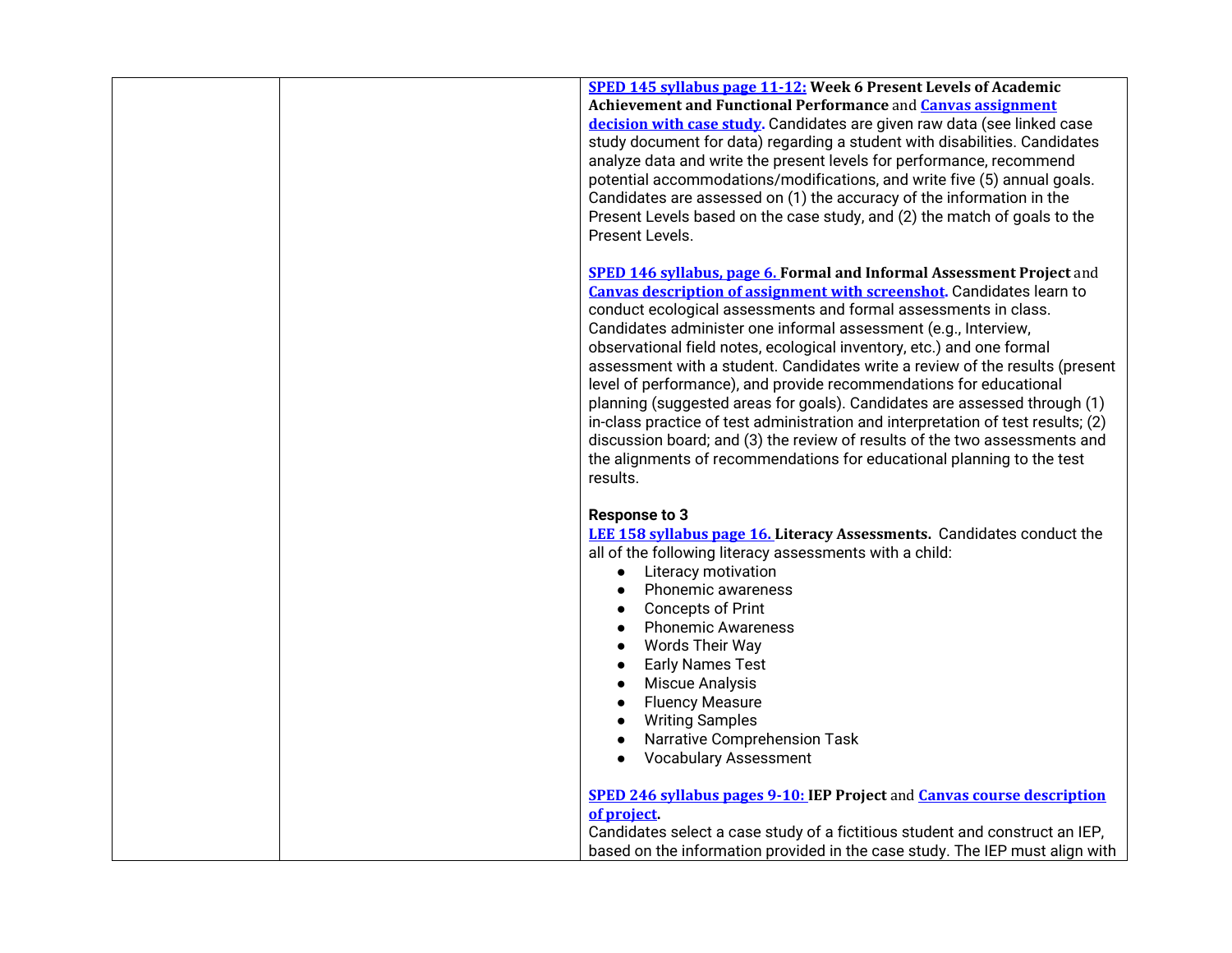| | | |
|---|---|---|
| | | **SPED 145 syllabus page 11-12: Week 6 Present Levels of Academic Achievement and Functional Performance** and **Canvas assignment decision with case study.** Candidates are given raw data (see linked case study document for data) regarding a student with disabilities. Candidates analyze data and write the present levels for performance, recommend potential accommodations/modifications, and write five (5) annual goals. Candidates are assessed on (1) the accuracy of the information in the Present Levels based on the case study, and (2) the match of goals to the Present Levels.<br><br>**SPED 146 syllabus, page 6. Formal and Informal Assessment Project** and **Canvas description of assignment with screenshot.** Candidates learn to conduct ecological assessments and formal assessments in class. Candidates administer one informal assessment (e.g., Interview, observational field notes, ecological inventory, etc.) and one formal assessment with a student. Candidates write a review of the results (present level of performance), and provide recommendations for educational planning (suggested areas for goals). Candidates are assessed through (1) in-class practice of test administration and interpretation of test results; (2) discussion board; and (3) the review of results of the two assessments and the alignments of recommendations for educational planning to the test results.<br><br>**Response to 3**<br>**LEE 158 syllabus page 16. Literacy Assessments.** Candidates conduct the all of the following literacy assessments with a child:<br>● Literacy motivation<br>● Phonemic awareness<br>● Concepts of Print<br>● Phonemic Awareness<br>● Words Their Way<br>● Early Names Test<br>● Miscue Analysis<br>● Fluency Measure<br>● Writing Samples<br>● Narrative Comprehension Task<br>● Vocabulary Assessment<br><br>**SPED 246 syllabus pages 9-10: IEP Project** and **Canvas course description of project.**<br>Candidates select a case study of a fictitious student and construct an IEP, based on the information provided in the case study. The IEP must align with |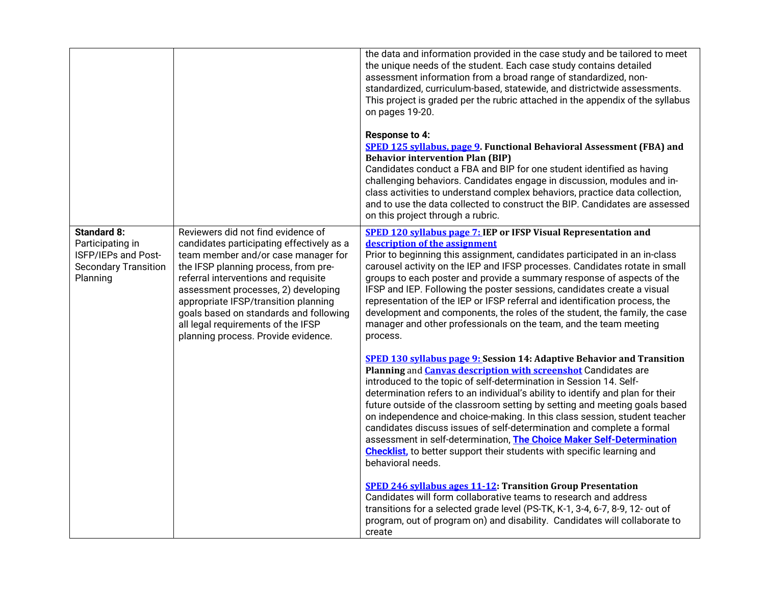| | | |
|---|---|---|
| | | the data and information provided in the case study and be tailored to meet the unique needs of the student. Each case study contains detailed assessment information from a broad range of standardized, non-standardized, curriculum-based, statewide, and districtwide assessments. This project is graded per the rubric attached in the appendix of the syllabus on pages 19-20.<br><br>**Response to 4:**<br>**SPED 125 syllabus, page 9. Functional Behavioral Assessment (FBA) and Behavior intervention Plan (BIP)**<br>Candidates conduct a FBA and BIP for one student identified as having challenging behaviors. Candidates engage in discussion, modules and in-class activities to understand complex behaviors, practice data collection, and to use the data collected to construct the BIP. Candidates are assessed on this project through a rubric. |
| **Standard 8:** Participating in ISFP/IEPs and Post-Secondary Transition Planning | Reviewers did not find evidence of candidates participating effectively as a team member and/or case manager for the IFSP planning process, from pre-referral interventions and requisite assessment processes, 2) developing appropriate IFSP/transition planning goals based on standards and following all legal requirements of the IFSP planning process. Provide evidence. | **SPED 120 syllabus page 7: IEP or IFSP Visual Representation and description of the assignment**<br>Prior to beginning this assignment, candidates participated in an in-class carousel activity on the IEP and IFSP processes. Candidates rotate in small groups to each poster and provide a summary response of aspects of the IFSP and IEP. Following the poster sessions, candidates create a visual representation of the IEP or IFSP referral and identification process, the development and components, the roles of the student, the family, the case manager and other professionals on the team, and the team meeting process.<br><br>**SPED 130 syllabus page 9: Session 14: Adaptive Behavior and Transition Planning** and **Canvas description with screenshot** Candidates are introduced to the topic of self-determination in Session 14. Self-determination refers to an individual's ability to identify and plan for their future outside of the classroom setting by setting and meeting goals based on independence and choice-making. In this class session, student teacher candidates discuss issues of self-determination and complete a formal assessment in self-determination, **The Choice Maker Self-Determination Checklist**, to better support their students with specific learning and behavioral needs.<br><br>**SPED 246 syllabus ages 11-12: Transition Group Presentation**<br>Candidates will form collaborative teams to research and address transitions for a selected grade level (PS-TK, K-1, 3-4, 6-7, 8-9, 12- out of program, out of program on) and disability. Candidates will collaborate to create |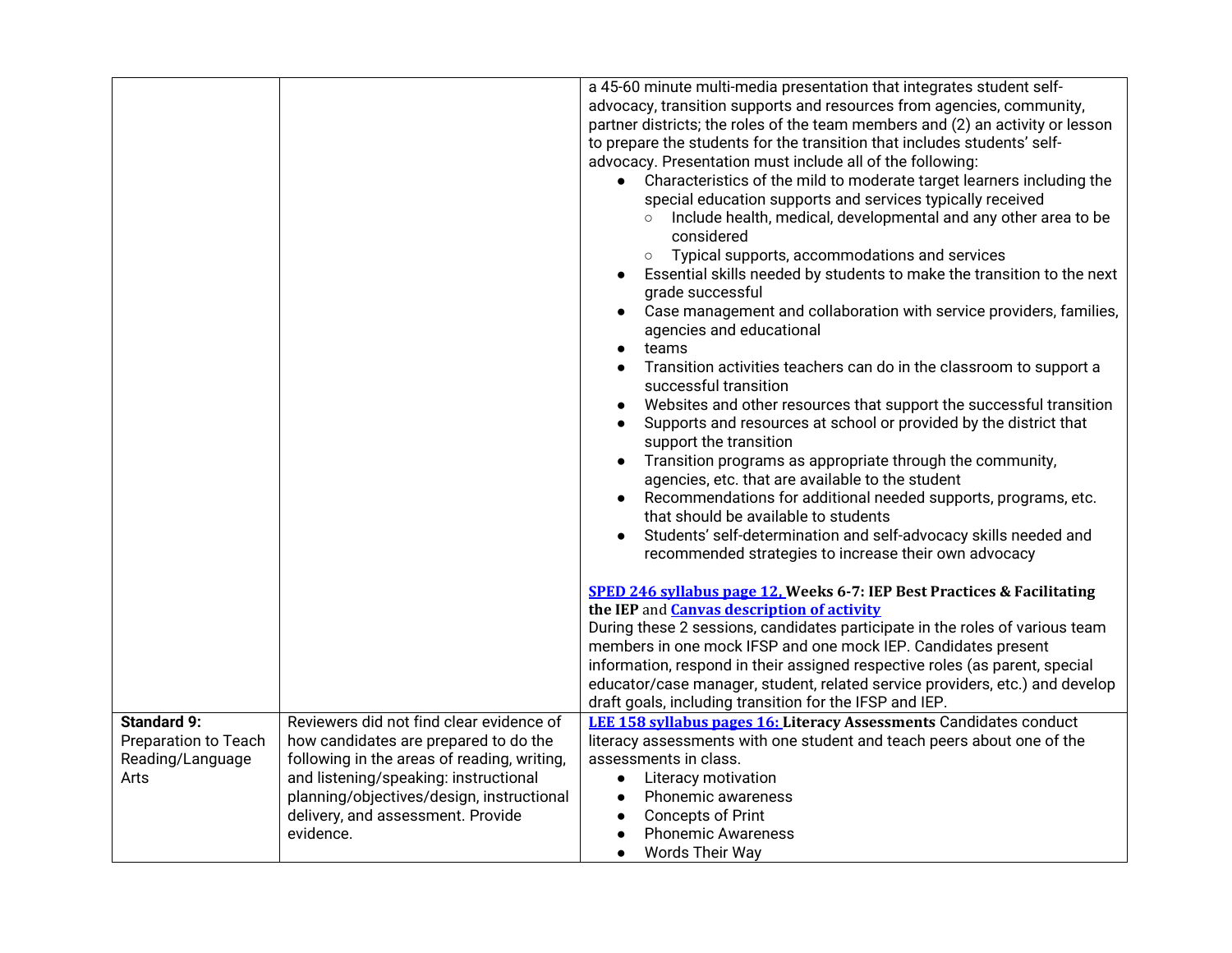| | | |
|---|---|---|
| | | a 45-60 minute multi-media presentation that integrates student self-advocacy, transition supports and resources from agencies, community, partner districts; the roles of the team members and (2) an activity or lesson to prepare the students for the transition that includes students' self-advocacy. Presentation must include all of the following:<br>● Characteristics of the mild to moderate target learners including the special education supports and services typically received<br>&nbsp;&nbsp;&nbsp;○ Include health, medical, developmental and any other area to be considered<br>&nbsp;&nbsp;&nbsp;○ Typical supports, accommodations and services<br>● Essential skills needed by students to make the transition to the next grade successful<br>● Case management and collaboration with service providers, families, agencies and educational<br>● teams<br>● Transition activities teachers can do in the classroom to support a successful transition<br>● Websites and other resources that support the successful transition<br>● Supports and resources at school or provided by the district that support the transition<br>● Transition programs as appropriate through the community, agencies, etc. that are available to the student<br>● Recommendations for additional needed supports, programs, etc. that should be available to students<br>● Students' self-determination and self-advocacy skills needed and recommended strategies to increase their own advocacy<br><br>**SPED 246 syllabus page 12, Weeks 6-7: IEP Best Practices & Facilitating the IEP** and **Canvas description of activity**<br>During these 2 sessions, candidates participate in the roles of various team members in one mock IFSP and one mock IEP. Candidates present information, respond in their assigned respective roles (as parent, special educator/case manager, student, related service providers, etc.) and develop draft goals, including transition for the IFSP and IEP. |
| **Standard 9:** Preparation to Teach Reading/Language Arts | Reviewers did not find clear evidence of how candidates are prepared to do the following in the areas of reading, writing, and listening/speaking: instructional planning/objectives/design, instructional delivery, and assessment. Provide evidence. | **LEE 158 syllabus pages 16: Literacy Assessments** Candidates conduct literacy assessments with one student and teach peers about one of the assessments in class.<br>● Literacy motivation<br>● Phonemic awareness<br>● Concepts of Print<br>● Phonemic Awareness<br>● Words Their Way |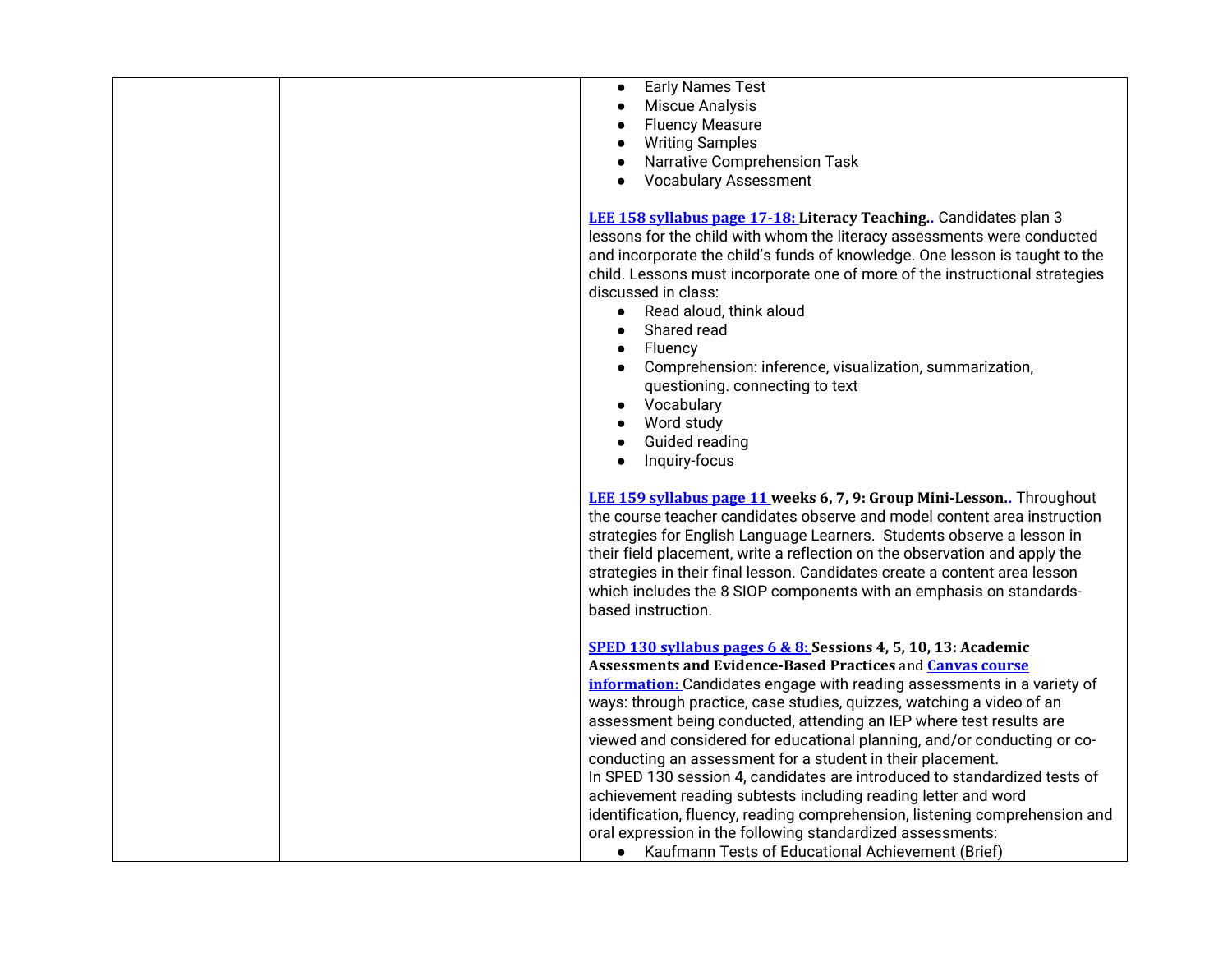| | | <ul><li>Early Names Test</li><li>Miscue Analysis</li><li>Fluency Measure</li><li>Writing Samples</li><li>Narrative Comprehension Task</li><li>Vocabulary Assessment</li></ul><br>**LEE 158 syllabus page 17-18: Literacy Teaching..** Candidates plan 3 lessons for the child with whom the literacy assessments were conducted and incorporate the child's funds of knowledge. One lesson is taught to the child. Lessons must incorporate one of more of the instructional strategies discussed in class:<ul><li>Read aloud, think aloud</li><li>Shared read</li><li>Fluency</li><li>Comprehension: inference, visualization, summarization, questioning. connecting to text</li><li>Vocabulary</li><li>Word study</li><li>Guided reading</li><li>Inquiry-focus</li></ul><br>**LEE 159 syllabus page 11 weeks 6, 7, 9: Group Mini-Lesson..** Throughout the course teacher candidates observe and model content area instruction strategies for English Language Learners. Students observe a lesson in their field placement, write a reflection on the observation and apply the strategies in their final lesson. Candidates create a content area lesson which includes the 8 SIOP components with an emphasis on standards-based instruction.<br><br>**SPED 130 syllabus pages 6 & 8: Sessions 4, 5, 10, 13: Academic Assessments and Evidence-Based Practices** and **Canvas course information:** Candidates engage with reading assessments in a variety of ways: through practice, case studies, quizzes, watching a video of an assessment being conducted, attending an IEP where test results are viewed and considered for educational planning, and/or conducting or co-conducting an assessment for a student in their placement.<br>In SPED 130 session 4, candidates are introduced to standardized tests of achievement reading subtests including reading letter and word identification, fluency, reading comprehension, listening comprehension and oral expression in the following standardized assessments:<ul><li>Kaufmann Tests of Educational Achievement (Brief)</li></ul> |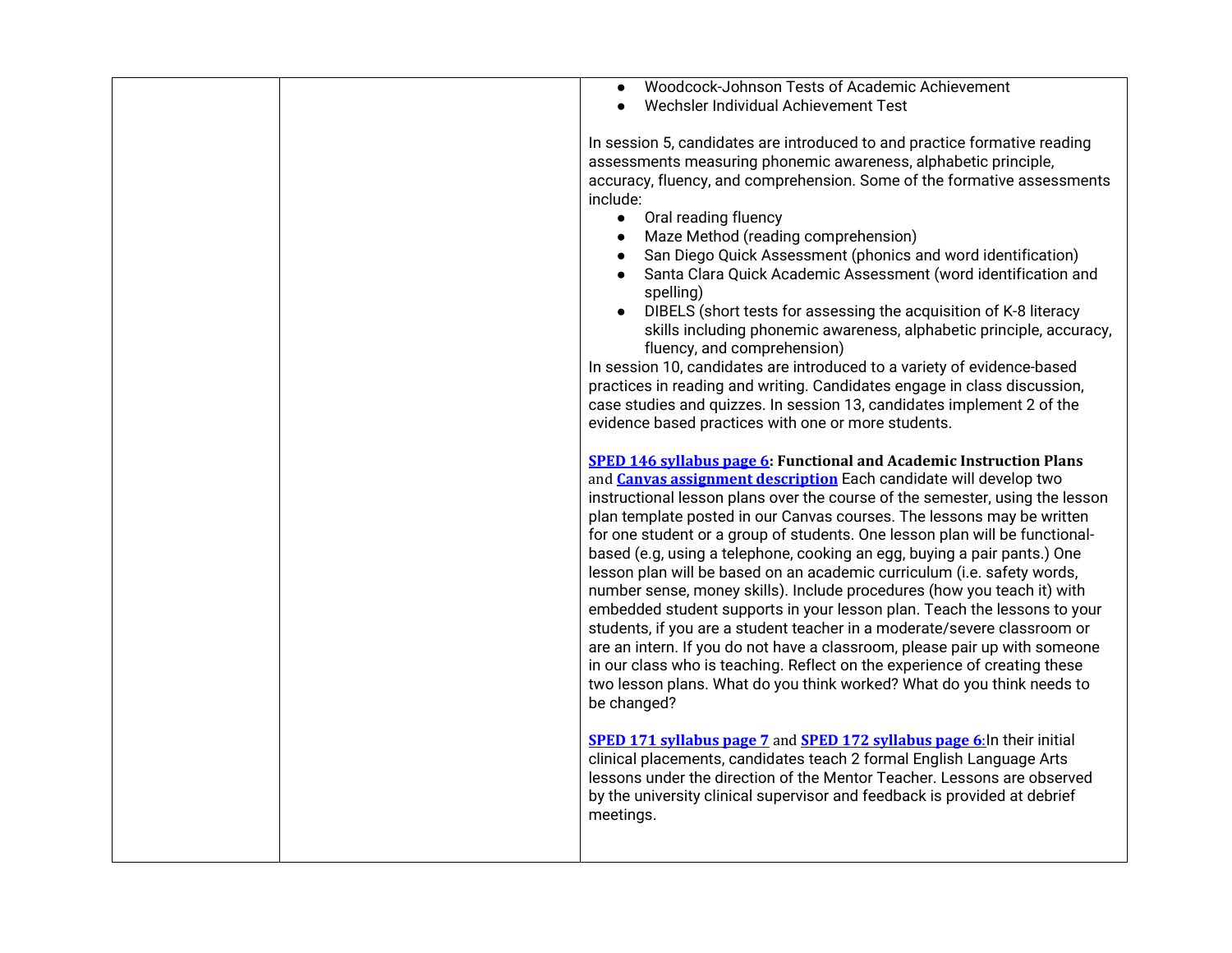| | | |
|---|---|---|
| | | <ul><li>Woodcock-Johnson Tests of Academic Achievement</li><li>Wechsler Individual Achievement Test</li></ul>In session 5, candidates are introduced to and practice formative reading assessments measuring phonemic awareness, alphabetic principle, accuracy, fluency, and comprehension. Some of the formative assessments include:<ul><li>Oral reading fluency</li><li>Maze Method (reading comprehension)</li><li>San Diego Quick Assessment (phonics and word identification)</li><li>Santa Clara Quick Academic Assessment (word identification and spelling)</li><li>DIBELS (short tests for assessing the acquisition of K-8 literacy skills including phonemic awareness, alphabetic principle, accuracy, fluency, and comprehension)</li></ul>In session 10, candidates are introduced to a variety of evidence-based practices in reading and writing. Candidates engage in class discussion, case studies and quizzes. In session 13, candidates implement 2 of the evidence based practices with one or more students.<br><br>**SPED 146 syllabus page 6: Functional and Academic Instruction Plans** and **Canvas assignment description** Each candidate will develop two instructional lesson plans over the course of the semester, using the lesson plan template posted in our Canvas courses. The lessons may be written for one student or a group of students. One lesson plan will be functional-based (e.g, using a telephone, cooking an egg, buying a pair pants.) One lesson plan will be based on an academic curriculum (i.e. safety words, number sense, money skills). Include procedures (how you teach it) with embedded student supports in your lesson plan. Teach the lessons to your students, if you are a student teacher in a moderate/severe classroom or are an intern. If you do not have a classroom, please pair up with someone in our class who is teaching. Reflect on the experience of creating these two lesson plans. What do you think worked? What do you think needs to be changed?<br><br>**SPED 171 syllabus page 7** and **SPED 172 syllabus page 6**:In their initial clinical placements, candidates teach 2 formal English Language Arts lessons under the direction of the Mentor Teacher. Lessons are observed by the university clinical supervisor and feedback is provided at debrief meetings. |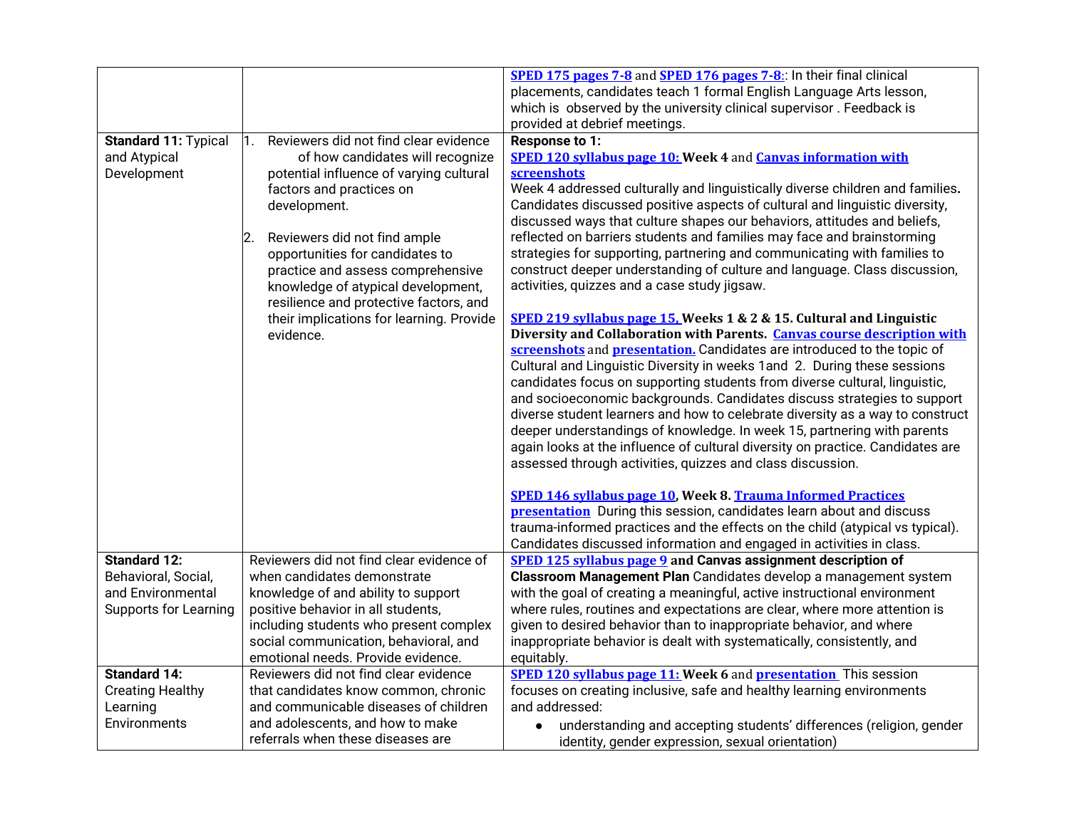| | | |
|---|---|---|
| | | **SPED 175 pages 7-8** and **SPED 176 pages 7-8:**: In their final clinical placements, candidates teach 1 formal English Language Arts lesson, which is observed by the university clinical supervisor . Feedback is provided at debrief meetings. |
| **Standard 11:** Typical and Atypical Development | 1. Reviewers did not find clear evidence of how candidates will recognize potential influence of varying cultural factors and practices on development.<br><br>2. Reviewers did not find ample opportunities for candidates to practice and assess comprehensive knowledge of atypical development, resilience and protective factors, and their implications for learning. Provide evidence. | **Response to 1:**<br>**SPED 120 syllabus page 10: Week 4** and **Canvas information with screenshots**<br>Week 4 addressed culturally and linguistically diverse children and families**.** Candidates discussed positive aspects of cultural and linguistic diversity, discussed ways that culture shapes our behaviors, attitudes and beliefs, reflected on barriers students and families may face and brainstorming strategies for supporting, partnering and communicating with families to construct deeper understanding of culture and language. Class discussion, activities, quizzes and a case study jigsaw.<br><br>**SPED 219 syllabus page 15, Weeks 1 & 2 & 15. Cultural and Linguistic Diversity and Collaboration with Parents. Canvas course description with screenshots** and **presentation.** Candidates are introduced to the topic of Cultural and Linguistic Diversity in weeks 1and 2. During these sessions candidates focus on supporting students from diverse cultural, linguistic, and socioeconomic backgrounds. Candidates discuss strategies to support diverse student learners and how to celebrate diversity as a way to construct deeper understandings of knowledge. In week 15, partnering with parents again looks at the influence of cultural diversity on practice. Candidates are assessed through activities, quizzes and class discussion.<br><br>**SPED 146 syllabus page 10, Week 8. Trauma Informed Practices presentation** During this session, candidates learn about and discuss trauma-informed practices and the effects on the child (atypical vs typical). Candidates discussed information and engaged in activities in class. |
| **Standard 12:** Behavioral, Social, and Environmental Supports for Learning | Reviewers did not find clear evidence of when candidates demonstrate knowledge of and ability to support positive behavior in all students, including students who present complex social communication, behavioral, and emotional needs. Provide evidence. | **SPED 125 syllabus page 9 and Canvas assignment description of Classroom Management Plan** Candidates develop a management system with the goal of creating a meaningful, active instructional environment where rules, routines and expectations are clear, where more attention is given to desired behavior than to inappropriate behavior, and where inappropriate behavior is dealt with systematically, consistently, and equitably. |
| **Standard 14:** Creating Healthy Learning Environments | Reviewers did not find clear evidence that candidates know common, chronic and communicable diseases of children and adolescents, and how to make referrals when these diseases are | **SPED 120 syllabus page 11: Week 6** and **presentation** This session focuses on creating inclusive, safe and healthy learning environments and addressed:<br>● understanding and accepting students' differences (religion, gender identity, gender expression, sexual orientation) |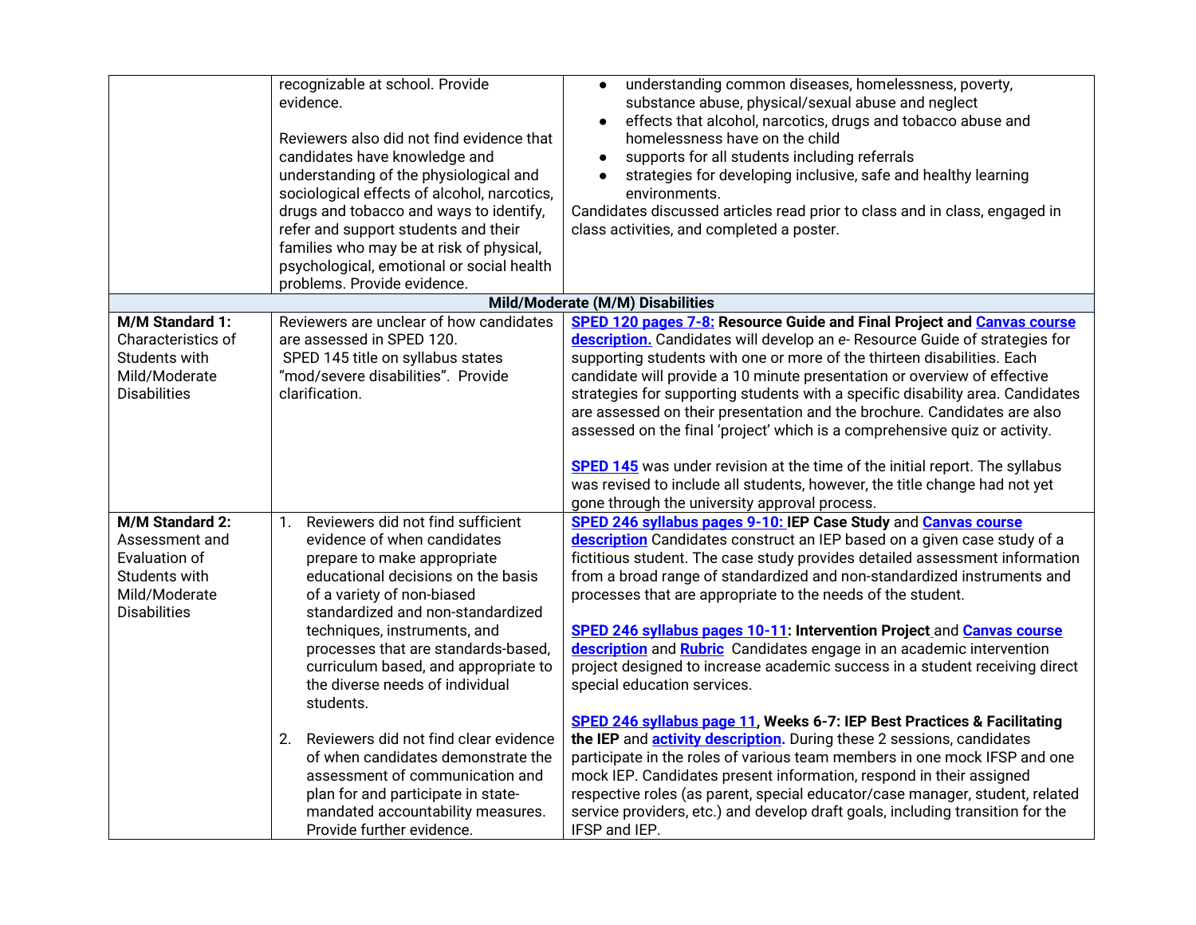| | | |
|---|---|---|
| | recognizable at school. Provide evidence.<br><br>Reviewers also did not find evidence that candidates have knowledge and understanding of the physiological and sociological effects of alcohol, narcotics, drugs and tobacco and ways to identify, refer and support students and their families who may be at risk of physical, psychological, emotional or social health problems. Provide evidence. | ● understanding common diseases, homelessness, poverty, substance abuse, physical/sexual abuse and neglect<br>● effects that alcohol, narcotics, drugs and tobacco abuse and homelessness have on the child<br>● supports for all students including referrals<br>● strategies for developing inclusive, safe and healthy learning environments.<br>Candidates discussed articles read prior to class and in class, engaged in class activities, and completed a poster. |
| **Mild/Moderate (M/M) Disabilities** | | |
| **M/M Standard 1:** Characteristics of Students with Mild/Moderate Disabilities | Reviewers are unclear of how candidates are assessed in SPED 120.<br>SPED 145 title on syllabus states "mod/severe disabilities". Provide clarification. | **SPED 120 pages 7-8: Resource Guide and Final Project and Canvas course description.** Candidates will develop an *e*- Resource Guide of strategies for supporting students with one or more of the thirteen disabilities. Each candidate will provide a 10 minute presentation or overview of effective strategies for supporting students with a specific disability area. Candidates are assessed on their presentation and the brochure. Candidates are also assessed on the final 'project' which is a comprehensive quiz or activity.<br><br>**SPED 145** was under revision at the time of the initial report. The syllabus was revised to include all students, however, the title change had not yet gone through the university approval process. |
| **M/M Standard 2:** Assessment and Evaluation of Students with Mild/Moderate Disabilities | 1. Reviewers did not find sufficient evidence of when candidates prepare to make appropriate educational decisions on the basis of a variety of non-biased standardized and non-standardized techniques, instruments, and processes that are standards-based, curriculum based, and appropriate to the diverse needs of individual students.<br><br>2. Reviewers did not find clear evidence of when candidates demonstrate the assessment of communication and plan for and participate in state-mandated accountability measures. Provide further evidence. | **SPED 246 syllabus pages 9-10: IEP Case Study** and **Canvas course description** Candidates construct an IEP based on a given case study of a fictitious student. The case study provides detailed assessment information from a broad range of standardized and non-standardized instruments and processes that are appropriate to the needs of the student.<br><br>**SPED 246 syllabus pages 10-11: Intervention Project** and **Canvas course description** and **Rubric** Candidates engage in an academic intervention project designed to increase academic success in a student receiving direct special education services.<br><br>**SPED 246 syllabus page 11, Weeks 6-7: IEP Best Practices & Facilitating the IEP** and **activity description.** During these 2 sessions, candidates participate in the roles of various team members in one mock IFSP and one mock IEP. Candidates present information, respond in their assigned respective roles (as parent, special educator/case manager, student, related service providers, etc.) and develop draft goals, including transition for the IFSP and IEP. |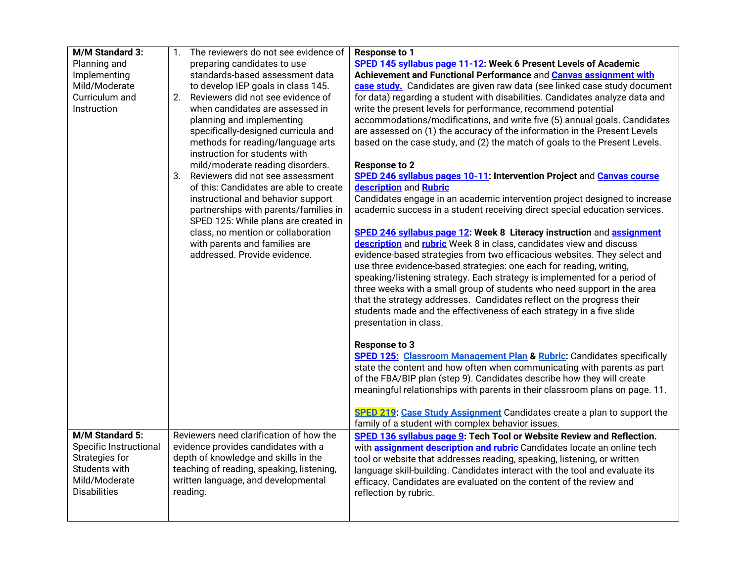| | | |
|---|---|---|
| **M/M Standard 3:** Planning and Implementing Mild/Moderate Curriculum and Instruction | 1. The reviewers do not see evidence of preparing candidates to use standards-based assessment data to develop IEP goals in class 145.<br>2. Reviewers did not see evidence of when candidates are assessed in planning and implementing specifically-designed curricula and methods for reading/language arts instruction for students with mild/moderate reading disorders.<br>3. Reviewers did not see assessment of this: Candidates are able to create instructional and behavior support partnerships with parents/families in SPED 125: While plans are created in class, no mention or collaboration with parents and families are addressed. Provide evidence. | **Response to 1**<br>**SPED 145 syllabus page 11-12: Week 6 Present Levels of Academic Achievement and Functional Performance** and **Canvas assignment with case study.** Candidates are given raw data (see linked case study document for data) regarding a student with disabilities. Candidates analyze data and write the present levels for performance, recommend potential accommodations/modifications, and write five (5) annual goals. Candidates are assessed on (1) the accuracy of the information in the Present Levels based on the case study, and (2) the match of goals to the Present Levels.<br><br>**Response to 2**<br>**SPED 246 syllabus pages 10-11: Intervention Project** and **Canvas course description** and **Rubric**<br>Candidates engage in an academic intervention project designed to increase academic success in a student receiving direct special education services.<br><br>**SPED 246 syllabus page 12: Week 8 Literacy instruction** and **assignment description** and **rubric** Week 8 in class, candidates view and discuss evidence-based strategies from two efficacious websites. They select and use three evidence-based strategies: one each for reading, writing, speaking/listening strategy. Each strategy is implemented for a period of three weeks with a small group of students who need support in the area that the strategy addresses. Candidates reflect on the progress their students made and the effectiveness of each strategy in a five slide presentation in class.<br><br>**Response to 3**<br>**SPED 125: Classroom Management Plan & Rubric:** Candidates specifically state the content and how often when communicating with parents as part of the FBA/BIP plan (step 9). Candidates describe how they will create meaningful relationships with parents in their classroom plans on page. 11.<br><br>**SPED 219: Case Study Assignment** Candidates create a plan to support the family of a student with complex behavior issues. |
| **M/M Standard 5:** Specific Instructional Strategies for Students with Mild/Moderate Disabilities | Reviewers need clarification of how the evidence provides candidates with a depth of knowledge and skills in the teaching of reading, speaking, listening, written language, and developmental reading. | **SPED 136 syllabus page 9: Tech Tool or Website Review and Reflection.** with **assignment description and rubric** Candidates locate an online tech tool or website that addresses reading, speaking, listening, or written language skill-building. Candidates interact with the tool and evaluate its efficacy. Candidates are evaluated on the content of the review and reflection by rubric. |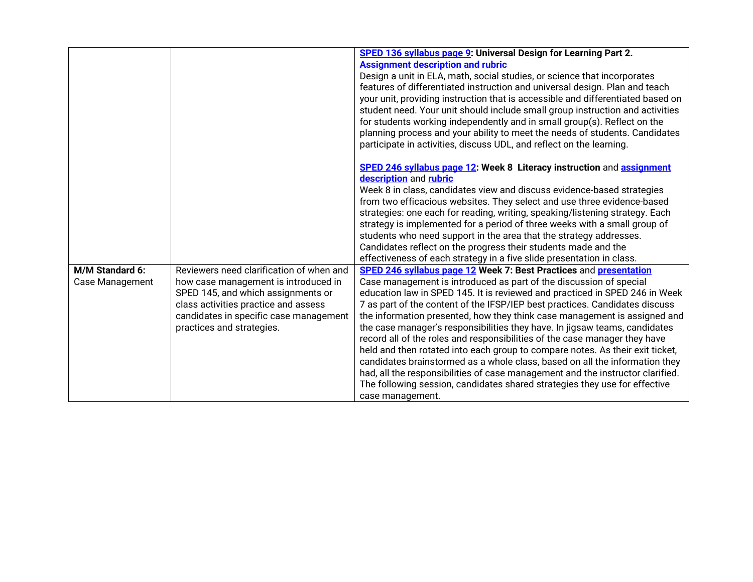| | | |
|---|---|---|
| | | **SPED 136 syllabus page 9: Universal Design for Learning Part 2.** **Assignment description and rubric** Design a unit in ELA, math, social studies, or science that incorporates features of differentiated instruction and universal design. Plan and teach your unit, providing instruction that is accessible and differentiated based on student need. Your unit should include small group instruction and activities for students working independently and in small group(s). Reflect on the planning process and your ability to meet the needs of students. Candidates participate in activities, discuss UDL, and reflect on the learning.<br><br>**SPED 246 syllabus page 12: Week 8 Literacy instruction** and **assignment description** and **rubric** Week 8 in class, candidates view and discuss evidence-based strategies from two efficacious websites. They select and use three evidence-based strategies: one each for reading, writing, speaking/listening strategy. Each strategy is implemented for a period of three weeks with a small group of students who need support in the area that the strategy addresses. Candidates reflect on the progress their students made and the effectiveness of each strategy in a five slide presentation in class. |
| **M/M Standard 6:** Case Management | Reviewers need clarification of when and how case management is introduced in SPED 145, and which assignments or class activities practice and assess candidates in specific case management practices and strategies. | **SPED 246 syllabus page 12 Week 7: Best Practices** and **presentation** Case management is introduced as part of the discussion of special education law in SPED 145. It is reviewed and practiced in SPED 246 in Week 7 as part of the content of the IFSP/IEP best practices. Candidates discuss the information presented, how they think case management is assigned and the case manager's responsibilities they have. In jigsaw teams, candidates record all of the roles and responsibilities of the case manager they have held and then rotated into each group to compare notes. As their exit ticket, candidates brainstormed as a whole class, based on all the information they had, all the responsibilities of case management and the instructor clarified. The following session, candidates shared strategies they use for effective case management. |